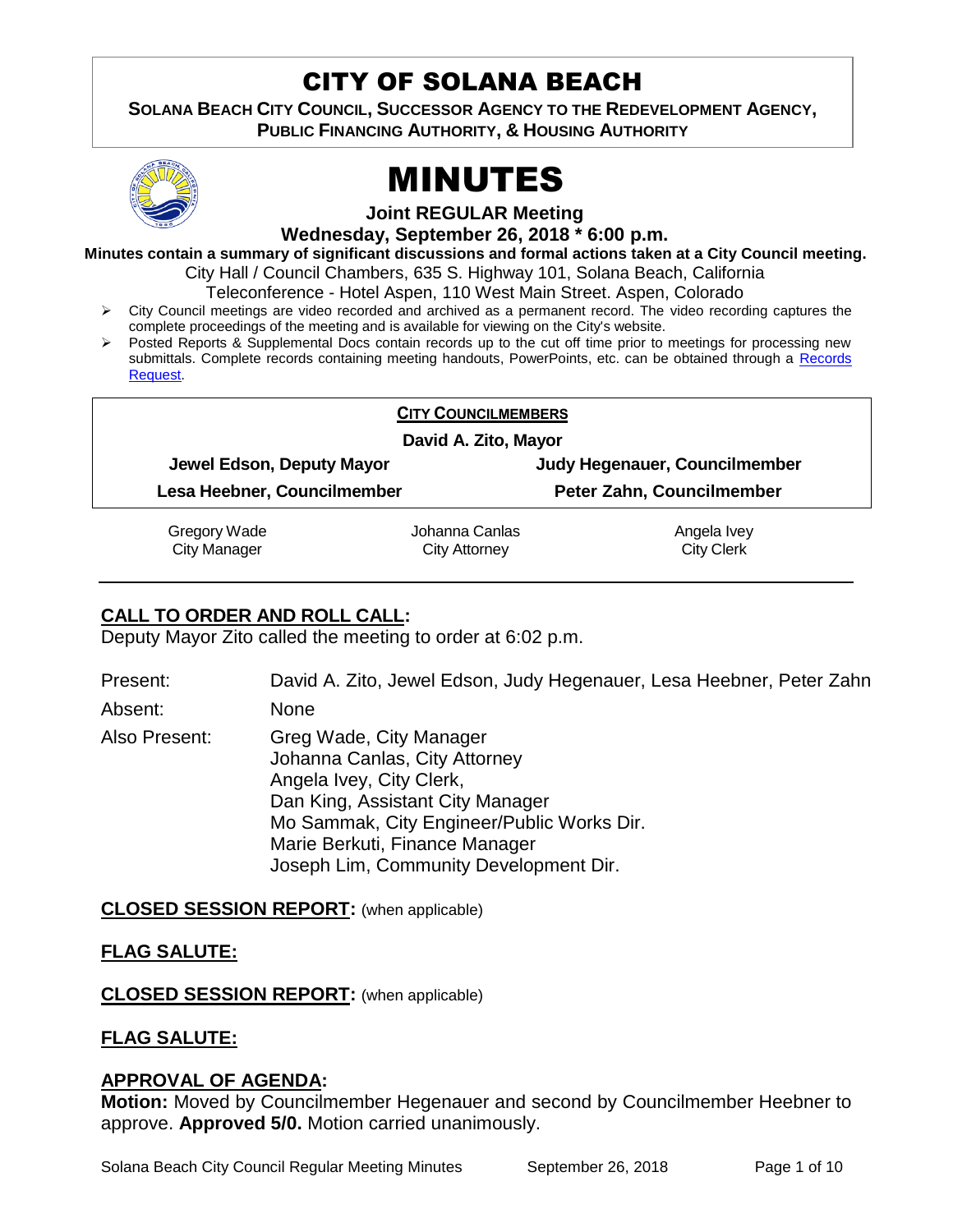# CITY OF SOLANA BEACH

**SOLANA BEACH CITY COUNCIL, SUCCESSOR AGENCY TO THE REDEVELOPMENT AGENCY, PUBLIC FINANCING AUTHORITY, & HOUSING AUTHORITY**

# MINUTES

**Joint REGULAR Meeting**

**Wednesday, September 26, 2018 * 6:00 p.m.**

**Minutes contain a summary of significant discussions and formal actions taken at a City Council meeting.**

City Hall / Council Chambers, 635 S. Highway 101, Solana Beach, California

Teleconference - Hotel Aspen, 110 West Main Street. Aspen, Colorado

- City Council meetings are video recorded and archived as a permanent record. The video recording captures the complete proceedings of the meeting and is available for viewing on the City's website.
- Posted Reports & Supplemental Docs contain records up to the cut off time prior to meetings for processing new submittals. Complete records containing meeting handouts, PowerPoints, etc. can be obtained through a Records Request.

**CITY COUNCILMEMBERS**

**David A. Zito, Mayor**

| | |
|---|---|
| **Jewel Edson, Deputy Mayor** | **Judy Hegenauer, Councilmember** |
| **Lesa Heebner, Councilmember** | **Peter Zahn, Councilmember** |

| | | |
|---|---|---|
| Gregory Wade<br>City Manager | Johanna Canlas<br>City Attorney | Angela Ivey<br>City Clerk |

## CALL TO ORDER AND ROLL CALL:

Deputy Mayor Zito called the meeting to order at 6:02 p.m.

Present: David A. Zito, Jewel Edson, Judy Hegenauer, Lesa Heebner, Peter Zahn

Absent: None

Also Present: Greg Wade, City Manager
Johanna Canlas, City Attorney
Angela Ivey, City Clerk,
Dan King, Assistant City Manager
Mo Sammak, City Engineer/Public Works Dir.
Marie Berkuti, Finance Manager
Joseph Lim, Community Development Dir.

## CLOSED SESSION REPORT: (when applicable)

## FLAG SALUTE:

## CLOSED SESSION REPORT: (when applicable)

## FLAG SALUTE:

## APPROVAL OF AGENDA:

**Motion:** Moved by Councilmember Hegenauer and second by Councilmember Heebner to approve. **Approved 5/0.** Motion carried unanimously.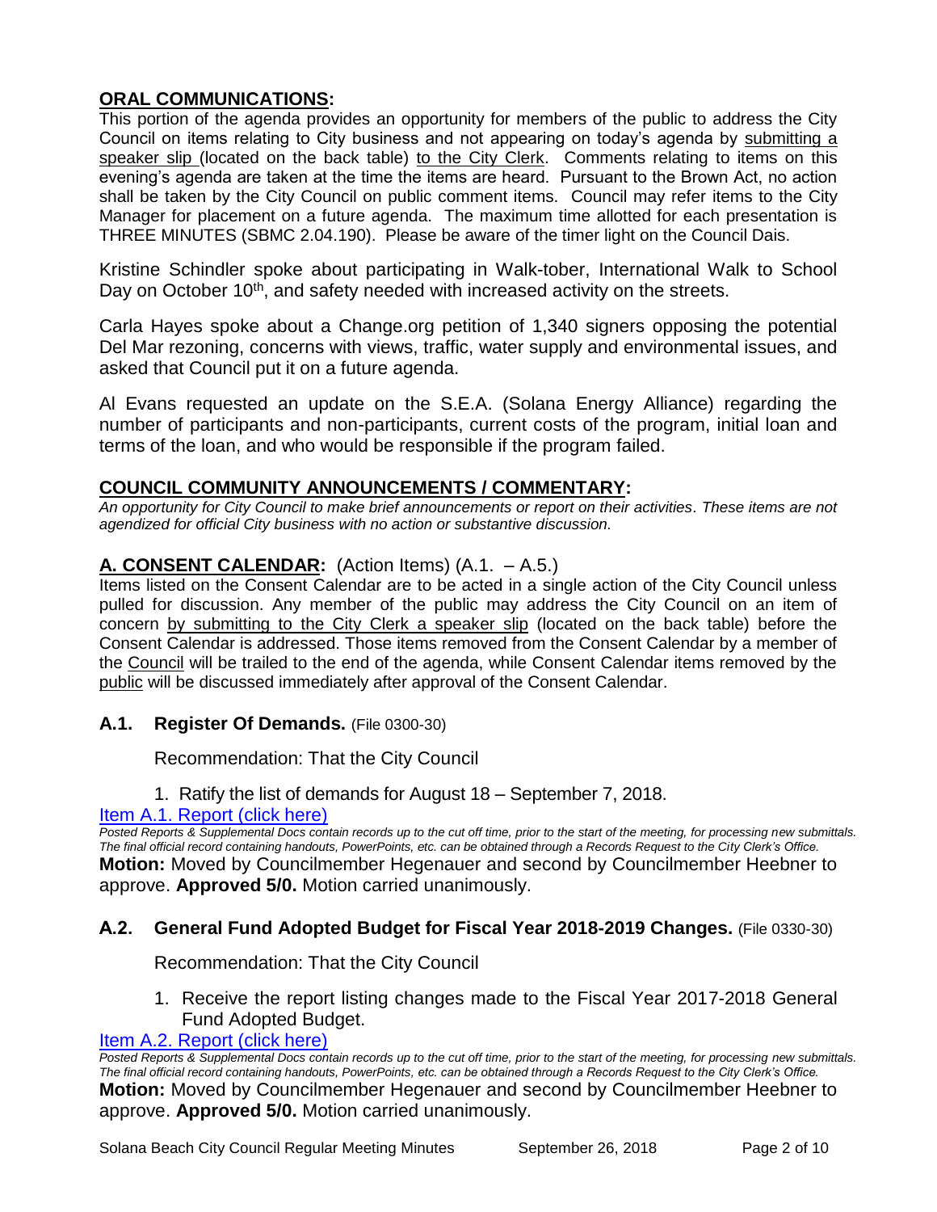## ORAL COMMUNICATIONS:

This portion of the agenda provides an opportunity for members of the public to address the City Council on items relating to City business and not appearing on today's agenda by submitting a speaker slip (located on the back table) to the City Clerk. Comments relating to items on this evening's agenda are taken at the time the items are heard. Pursuant to the Brown Act, no action shall be taken by the City Council on public comment items. Council may refer items to the City Manager for placement on a future agenda. The maximum time allotted for each presentation is THREE MINUTES (SBMC 2.04.190). Please be aware of the timer light on the Council Dais.

Kristine Schindler spoke about participating in Walk-tober, International Walk to School Day on October 10th, and safety needed with increased activity on the streets.

Carla Hayes spoke about a Change.org petition of 1,340 signers opposing the potential Del Mar rezoning, concerns with views, traffic, water supply and environmental issues, and asked that Council put it on a future agenda.

Al Evans requested an update on the S.E.A. (Solana Energy Alliance) regarding the number of participants and non-participants, current costs of the program, initial loan and terms of the loan, and who would be responsible if the program failed.

## COUNCIL COMMUNITY ANNOUNCEMENTS / COMMENTARY:

*An opportunity for City Council to make brief announcements or report on their activities. These items are not agendized for official City business with no action or substantive discussion.*

## A. CONSENT CALENDAR: (Action Items) (A.1. – A.5.)

Items listed on the Consent Calendar are to be acted in a single action of the City Council unless pulled for discussion. Any member of the public may address the City Council on an item of concern by submitting to the City Clerk a speaker slip (located on the back table) before the Consent Calendar is addressed. Those items removed from the Consent Calendar by a member of the Council will be trailed to the end of the agenda, while Consent Calendar items removed by the public will be discussed immediately after approval of the Consent Calendar.

### A.1. Register Of Demands. (File 0300-30)

Recommendation: That the City Council

1. Ratify the list of demands for August 18 – September 7, 2018.

Item A.1. Report (click here)

*Posted Reports & Supplemental Docs contain records up to the cut off time, prior to the start of the meeting, for processing new submittals. The final official record containing handouts, PowerPoints, etc. can be obtained through a Records Request to the City Clerk's Office.*

**Motion:** Moved by Councilmember Hegenauer and second by Councilmember Heebner to approve. **Approved 5/0.** Motion carried unanimously.

### A.2. General Fund Adopted Budget for Fiscal Year 2018-2019 Changes. (File 0330-30)

Recommendation: That the City Council

1. Receive the report listing changes made to the Fiscal Year 2017-2018 General Fund Adopted Budget.

Item A.2. Report (click here)

*Posted Reports & Supplemental Docs contain records up to the cut off time, prior to the start of the meeting, for processing new submittals. The final official record containing handouts, PowerPoints, etc. can be obtained through a Records Request to the City Clerk's Office.*

**Motion:** Moved by Councilmember Hegenauer and second by Councilmember Heebner to approve. **Approved 5/0.** Motion carried unanimously.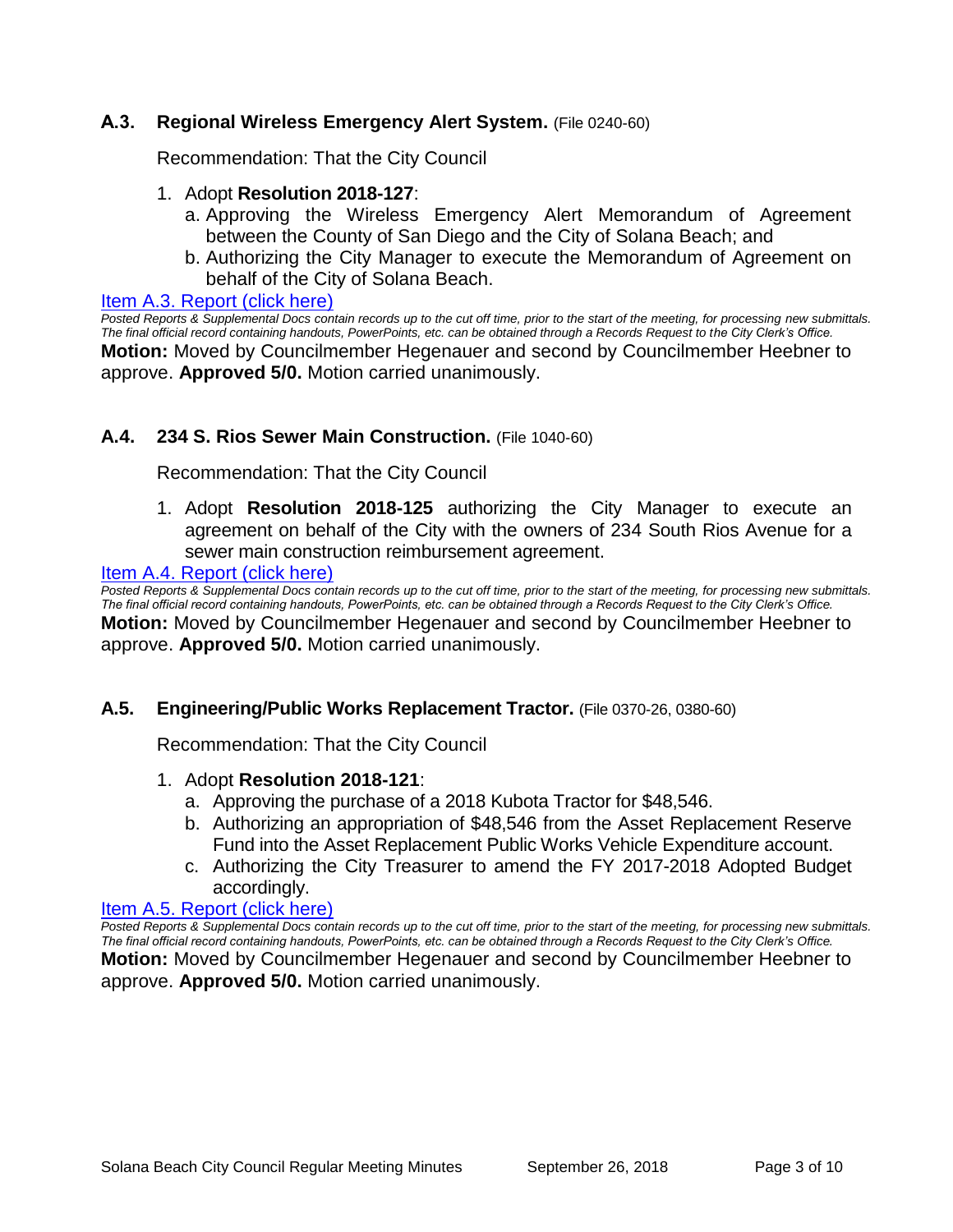### **A.3. Regional Wireless Emergency Alert System.** (File 0240-60)

Recommendation: That the City Council

1. Adopt **Resolution 2018-127**:
   a. Approving the Wireless Emergency Alert Memorandum of Agreement between the County of San Diego and the City of Solana Beach; and
   b. Authorizing the City Manager to execute the Memorandum of Agreement on behalf of the City of Solana Beach.

Item A.3. Report (click here)

*Posted Reports & Supplemental Docs contain records up to the cut off time, prior to the start of the meeting, for processing new submittals. The final official record containing handouts, PowerPoints, etc. can be obtained through a Records Request to the City Clerk's Office.*

**Motion:** Moved by Councilmember Hegenauer and second by Councilmember Heebner to approve. **Approved 5/0.** Motion carried unanimously.

### **A.4. 234 S. Rios Sewer Main Construction.** (File 1040-60)

Recommendation: That the City Council

1. Adopt **Resolution 2018-125** authorizing the City Manager to execute an agreement on behalf of the City with the owners of 234 South Rios Avenue for a sewer main construction reimbursement agreement.

Item A.4. Report (click here)

*Posted Reports & Supplemental Docs contain records up to the cut off time, prior to the start of the meeting, for processing new submittals. The final official record containing handouts, PowerPoints, etc. can be obtained through a Records Request to the City Clerk's Office.*

**Motion:** Moved by Councilmember Hegenauer and second by Councilmember Heebner to approve. **Approved 5/0.** Motion carried unanimously.

### **A.5. Engineering/Public Works Replacement Tractor.** (File 0370-26, 0380-60)

Recommendation: That the City Council

1. Adopt **Resolution 2018-121**:
   a. Approving the purchase of a 2018 Kubota Tractor for $48,546.
   b. Authorizing an appropriation of $48,546 from the Asset Replacement Reserve Fund into the Asset Replacement Public Works Vehicle Expenditure account.
   c. Authorizing the City Treasurer to amend the FY 2017-2018 Adopted Budget accordingly.

Item A.5. Report (click here)

*Posted Reports & Supplemental Docs contain records up to the cut off time, prior to the start of the meeting, for processing new submittals. The final official record containing handouts, PowerPoints, etc. can be obtained through a Records Request to the City Clerk's Office.*

**Motion:** Moved by Councilmember Hegenauer and second by Councilmember Heebner to approve. **Approved 5/0.** Motion carried unanimously.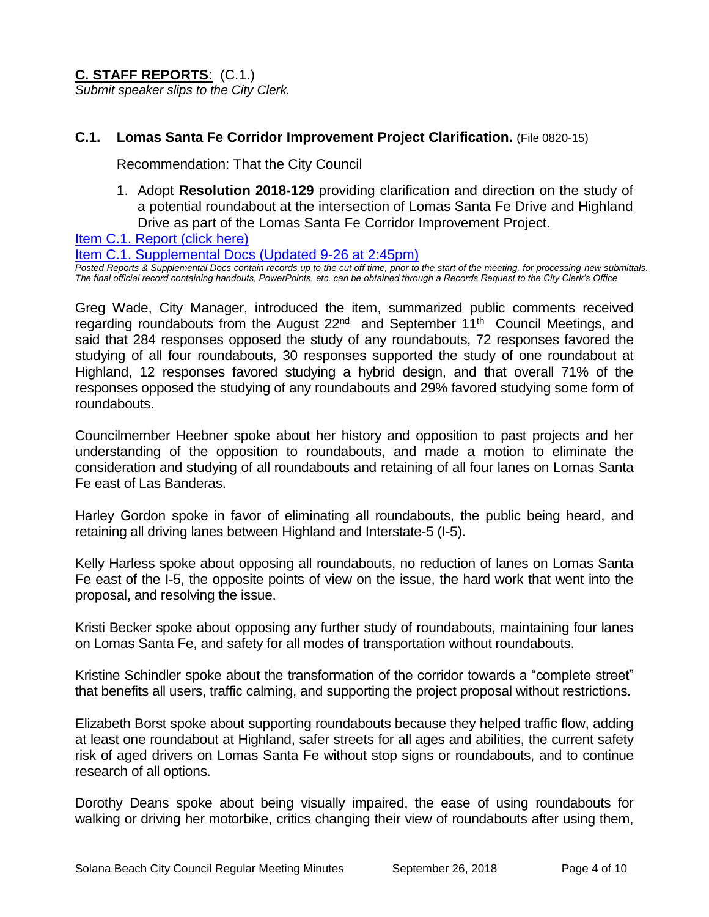## **C. STAFF REPORTS**: (C.1.)

*Submit speaker slips to the City Clerk.*

### **C.1. Lomas Santa Fe Corridor Improvement Project Clarification.** (File 0820-15)

Recommendation: That the City Council

1. Adopt **Resolution 2018-129** providing clarification and direction on the study of a potential roundabout at the intersection of Lomas Santa Fe Drive and Highland Drive as part of the Lomas Santa Fe Corridor Improvement Project.

Item C.1. Report (click here)

Item C.1. Supplemental Docs (Updated 9-26 at 2:45pm)

*Posted Reports & Supplemental Docs contain records up to the cut off time, prior to the start of the meeting, for processing new submittals. The final official record containing handouts, PowerPoints, etc. can be obtained through a Records Request to the City Clerk's Office*

Greg Wade, City Manager, introduced the item, summarized public comments received regarding roundabouts from the August 22nd and September 11th Council Meetings, and said that 284 responses opposed the study of any roundabouts, 72 responses favored the studying of all four roundabouts, 30 responses supported the study of one roundabout at Highland, 12 responses favored studying a hybrid design, and that overall 71% of the responses opposed the studying of any roundabouts and 29% favored studying some form of roundabouts.

Councilmember Heebner spoke about her history and opposition to past projects and her understanding of the opposition to roundabouts, and made a motion to eliminate the consideration and studying of all roundabouts and retaining of all four lanes on Lomas Santa Fe east of Las Banderas.

Harley Gordon spoke in favor of eliminating all roundabouts, the public being heard, and retaining all driving lanes between Highland and Interstate-5 (I-5).

Kelly Harless spoke about opposing all roundabouts, no reduction of lanes on Lomas Santa Fe east of the I-5, the opposite points of view on the issue, the hard work that went into the proposal, and resolving the issue.

Kristi Becker spoke about opposing any further study of roundabouts, maintaining four lanes on Lomas Santa Fe, and safety for all modes of transportation without roundabouts.

Kristine Schindler spoke about the transformation of the corridor towards a "complete street" that benefits all users, traffic calming, and supporting the project proposal without restrictions.

Elizabeth Borst spoke about supporting roundabouts because they helped traffic flow, adding at least one roundabout at Highland, safer streets for all ages and abilities, the current safety risk of aged drivers on Lomas Santa Fe without stop signs or roundabouts, and to continue research of all options.

Dorothy Deans spoke about being visually impaired, the ease of using roundabouts for walking or driving her motorbike, critics changing their view of roundabouts after using them,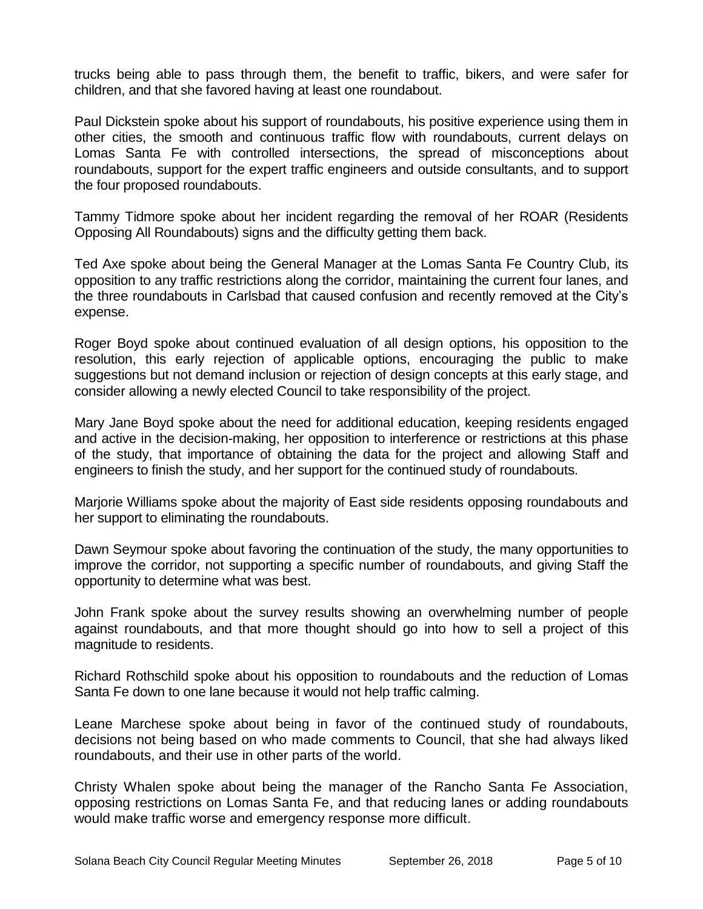trucks being able to pass through them, the benefit to traffic, bikers, and were safer for children, and that she favored having at least one roundabout.

Paul Dickstein spoke about his support of roundabouts, his positive experience using them in other cities, the smooth and continuous traffic flow with roundabouts, current delays on Lomas Santa Fe with controlled intersections, the spread of misconceptions about roundabouts, support for the expert traffic engineers and outside consultants, and to support the four proposed roundabouts.

Tammy Tidmore spoke about her incident regarding the removal of her ROAR (Residents Opposing All Roundabouts) signs and the difficulty getting them back.

Ted Axe spoke about being the General Manager at the Lomas Santa Fe Country Club, its opposition to any traffic restrictions along the corridor, maintaining the current four lanes, and the three roundabouts in Carlsbad that caused confusion and recently removed at the City's expense.

Roger Boyd spoke about continued evaluation of all design options, his opposition to the resolution, this early rejection of applicable options, encouraging the public to make suggestions but not demand inclusion or rejection of design concepts at this early stage, and consider allowing a newly elected Council to take responsibility of the project.

Mary Jane Boyd spoke about the need for additional education, keeping residents engaged and active in the decision-making, her opposition to interference or restrictions at this phase of the study, that importance of obtaining the data for the project and allowing Staff and engineers to finish the study, and her support for the continued study of roundabouts.

Marjorie Williams spoke about the majority of East side residents opposing roundabouts and her support to eliminating the roundabouts.

Dawn Seymour spoke about favoring the continuation of the study, the many opportunities to improve the corridor, not supporting a specific number of roundabouts, and giving Staff the opportunity to determine what was best.

John Frank spoke about the survey results showing an overwhelming number of people against roundabouts, and that more thought should go into how to sell a project of this magnitude to residents.

Richard Rothschild spoke about his opposition to roundabouts and the reduction of Lomas Santa Fe down to one lane because it would not help traffic calming.

Leane Marchese spoke about being in favor of the continued study of roundabouts, decisions not being based on who made comments to Council, that she had always liked roundabouts, and their use in other parts of the world.

Christy Whalen spoke about being the manager of the Rancho Santa Fe Association, opposing restrictions on Lomas Santa Fe, and that reducing lanes or adding roundabouts would make traffic worse and emergency response more difficult.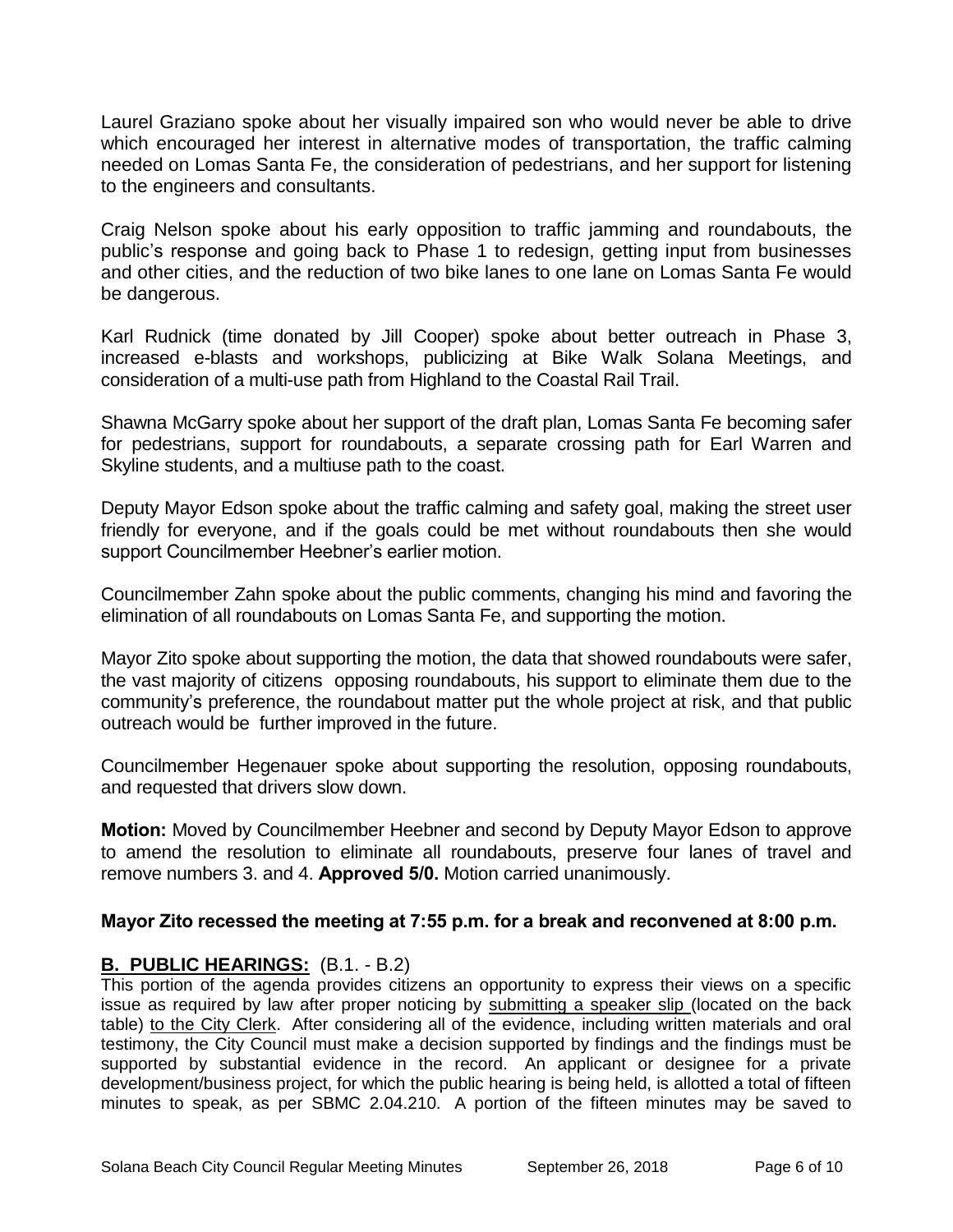Laurel Graziano spoke about her visually impaired son who would never be able to drive which encouraged her interest in alternative modes of transportation, the traffic calming needed on Lomas Santa Fe, the consideration of pedestrians, and her support for listening to the engineers and consultants.

Craig Nelson spoke about his early opposition to traffic jamming and roundabouts, the public's response and going back to Phase 1 to redesign, getting input from businesses and other cities, and the reduction of two bike lanes to one lane on Lomas Santa Fe would be dangerous.

Karl Rudnick (time donated by Jill Cooper) spoke about better outreach in Phase 3, increased e-blasts and workshops, publicizing at Bike Walk Solana Meetings, and consideration of a multi-use path from Highland to the Coastal Rail Trail.

Shawna McGarry spoke about her support of the draft plan, Lomas Santa Fe becoming safer for pedestrians, support for roundabouts, a separate crossing path for Earl Warren and Skyline students, and a multiuse path to the coast.

Deputy Mayor Edson spoke about the traffic calming and safety goal, making the street user friendly for everyone, and if the goals could be met without roundabouts then she would support Councilmember Heebner's earlier motion.

Councilmember Zahn spoke about the public comments, changing his mind and favoring the elimination of all roundabouts on Lomas Santa Fe, and supporting the motion.

Mayor Zito spoke about supporting the motion, the data that showed roundabouts were safer, the vast majority of citizens opposing roundabouts, his support to eliminate them due to the community's preference, the roundabout matter put the whole project at risk, and that public outreach would be further improved in the future.

Councilmember Hegenauer spoke about supporting the resolution, opposing roundabouts, and requested that drivers slow down.

**Motion:** Moved by Councilmember Heebner and second by Deputy Mayor Edson to approve to amend the resolution to eliminate all roundabouts, preserve four lanes of travel and remove numbers 3. and 4. **Approved 5/0.** Motion carried unanimously.

**Mayor Zito recessed the meeting at 7:55 p.m. for a break and reconvened at 8:00 p.m.**

## B. PUBLIC HEARINGS: (B.1. - B.2)

This portion of the agenda provides citizens an opportunity to express their views on a specific issue as required by law after proper noticing by submitting a speaker slip (located on the back table) to the City Clerk. After considering all of the evidence, including written materials and oral testimony, the City Council must make a decision supported by findings and the findings must be supported by substantial evidence in the record. An applicant or designee for a private development/business project, for which the public hearing is being held, is allotted a total of fifteen minutes to speak, as per SBMC 2.04.210. A portion of the fifteen minutes may be saved to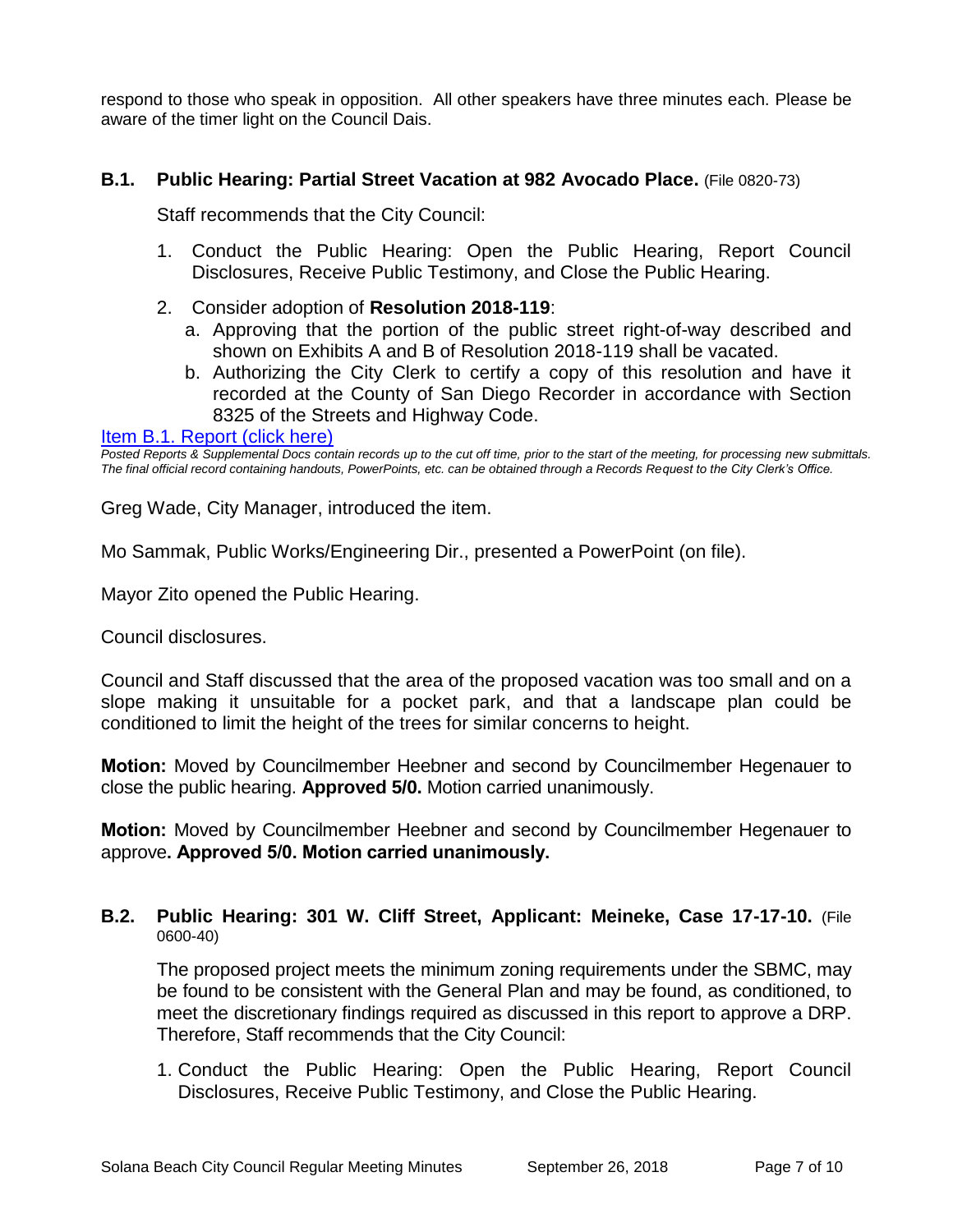respond to those who speak in opposition. All other speakers have three minutes each. Please be aware of the timer light on the Council Dais.

### B.1. Public Hearing: Partial Street Vacation at 982 Avocado Place. (File 0820-73)

Staff recommends that the City Council:

1. Conduct the Public Hearing: Open the Public Hearing, Report Council Disclosures, Receive Public Testimony, and Close the Public Hearing.
2. Consider adoption of **Resolution 2018-119**:
   a. Approving that the portion of the public street right-of-way described and shown on Exhibits A and B of Resolution 2018-119 shall be vacated.
   b. Authorizing the City Clerk to certify a copy of this resolution and have it recorded at the County of San Diego Recorder in accordance with Section 8325 of the Streets and Highway Code.

Item B.1. Report (click here)

*Posted Reports & Supplemental Docs contain records up to the cut off time, prior to the start of the meeting, for processing new submittals. The final official record containing handouts, PowerPoints, etc. can be obtained through a Records Request to the City Clerk's Office.*

Greg Wade, City Manager, introduced the item.

Mo Sammak, Public Works/Engineering Dir., presented a PowerPoint (on file).

Mayor Zito opened the Public Hearing.

Council disclosures.

Council and Staff discussed that the area of the proposed vacation was too small and on a slope making it unsuitable for a pocket park, and that a landscape plan could be conditioned to limit the height of the trees for similar concerns to height.

**Motion:** Moved by Councilmember Heebner and second by Councilmember Hegenauer to close the public hearing. **Approved 5/0.** Motion carried unanimously.

**Motion:** Moved by Councilmember Heebner and second by Councilmember Hegenauer to approve**. Approved 5/0. Motion carried unanimously.**

### B.2. Public Hearing: 301 W. Cliff Street, Applicant: Meineke, Case 17-17-10. (File 0600-40)

The proposed project meets the minimum zoning requirements under the SBMC, may be found to be consistent with the General Plan and may be found, as conditioned, to meet the discretionary findings required as discussed in this report to approve a DRP. Therefore, Staff recommends that the City Council:

1. Conduct the Public Hearing: Open the Public Hearing, Report Council Disclosures, Receive Public Testimony, and Close the Public Hearing.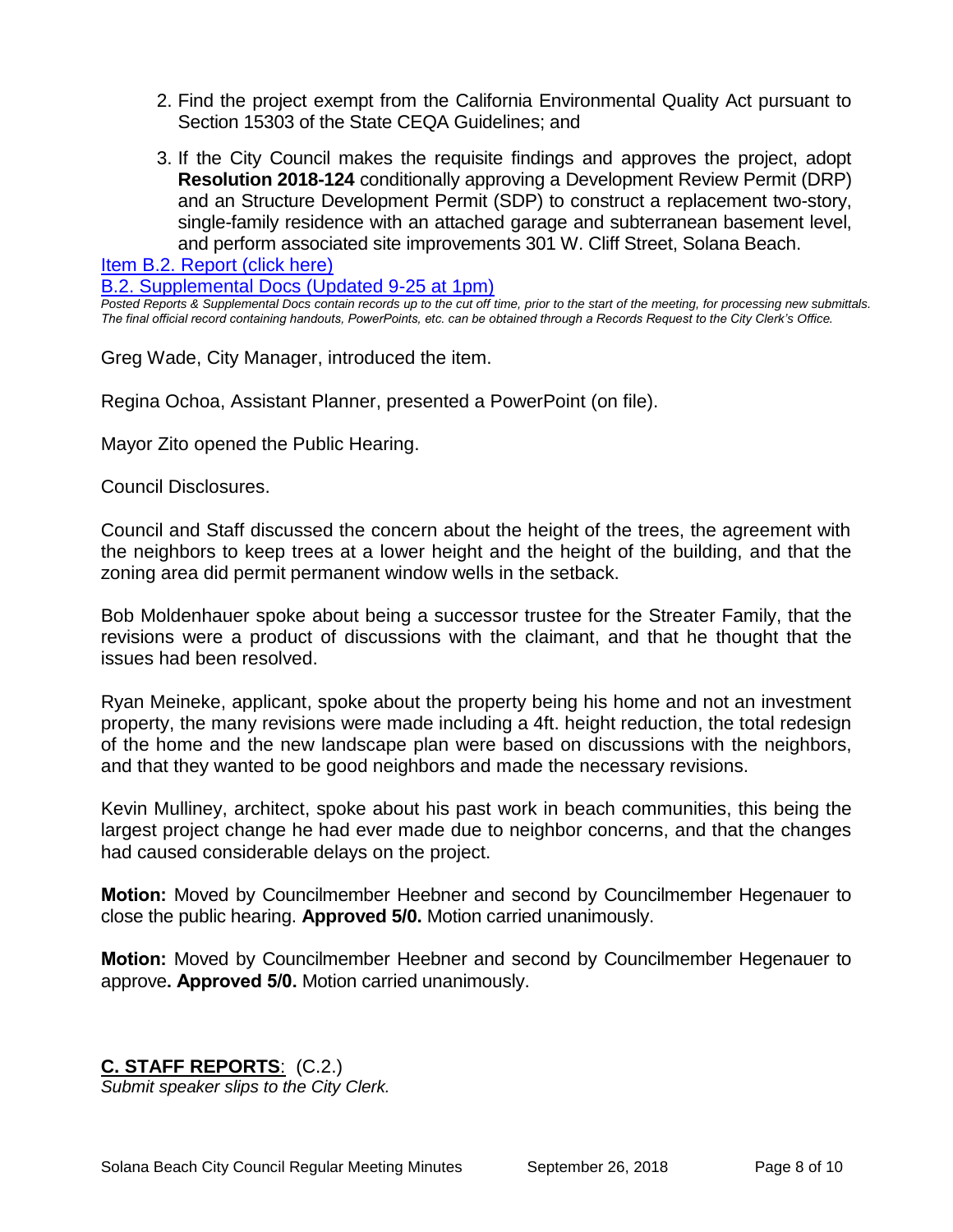2. Find the project exempt from the California Environmental Quality Act pursuant to Section 15303 of the State CEQA Guidelines; and

3. If the City Council makes the requisite findings and approves the project, adopt **Resolution 2018-124** conditionally approving a Development Review Permit (DRP) and an Structure Development Permit (SDP) to construct a replacement two-story, single-family residence with an attached garage and subterranean basement level, and perform associated site improvements 301 W. Cliff Street, Solana Beach.

[Item B.2. Report (click here)]

[B.2. Supplemental Docs (Updated 9-25 at 1pm)]

*Posted Reports & Supplemental Docs contain records up to the cut off time, prior to the start of the meeting, for processing new submittals. The final official record containing handouts, PowerPoints, etc. can be obtained through a Records Request to the City Clerk's Office.*

Greg Wade, City Manager, introduced the item.

Regina Ochoa, Assistant Planner, presented a PowerPoint (on file).

Mayor Zito opened the Public Hearing.

Council Disclosures.

Council and Staff discussed the concern about the height of the trees, the agreement with the neighbors to keep trees at a lower height and the height of the building, and that the zoning area did permit permanent window wells in the setback.

Bob Moldenhauer spoke about being a successor trustee for the Streater Family, that the revisions were a product of discussions with the claimant, and that he thought that the issues had been resolved.

Ryan Meineke, applicant, spoke about the property being his home and not an investment property, the many revisions were made including a 4ft. height reduction, the total redesign of the home and the new landscape plan were based on discussions with the neighbors, and that they wanted to be good neighbors and made the necessary revisions.

Kevin Mulliney, architect, spoke about his past work in beach communities, this being the largest project change he had ever made due to neighbor concerns, and that the changes had caused considerable delays on the project.

**Motion:** Moved by Councilmember Heebner and second by Councilmember Hegenauer to close the public hearing. **Approved 5/0.** Motion carried unanimously.

**Motion:** Moved by Councilmember Heebner and second by Councilmember Hegenauer to approve**. Approved 5/0.** Motion carried unanimously.

## C. STAFF REPORTS: (C.2.)

*Submit speaker slips to the City Clerk.*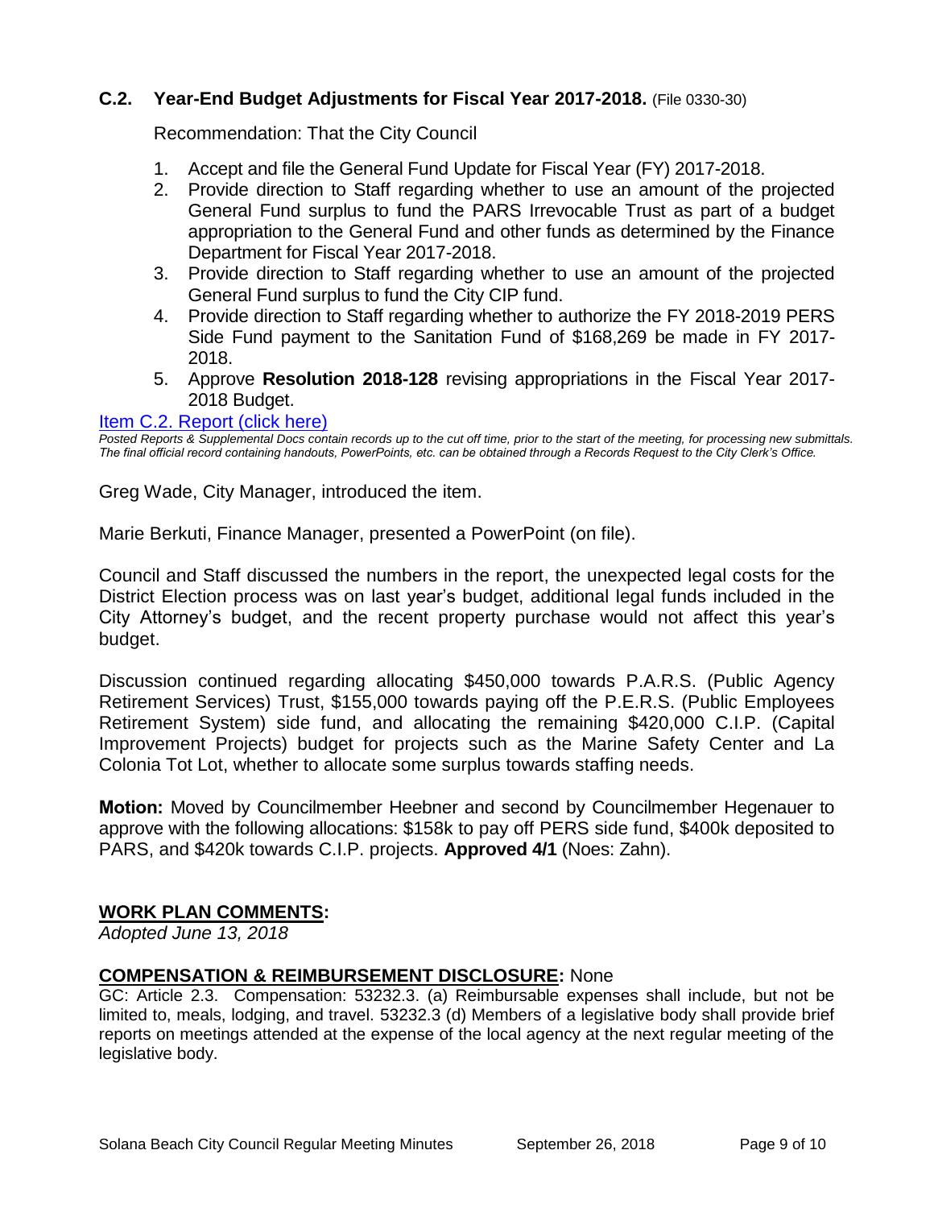### **C.2. Year-End Budget Adjustments for Fiscal Year 2017-2018.** (File 0330-30)

Recommendation: That the City Council

1. Accept and file the General Fund Update for Fiscal Year (FY) 2017-2018.
2. Provide direction to Staff regarding whether to use an amount of the projected General Fund surplus to fund the PARS Irrevocable Trust as part of a budget appropriation to the General Fund and other funds as determined by the Finance Department for Fiscal Year 2017-2018.
3. Provide direction to Staff regarding whether to use an amount of the projected General Fund surplus to fund the City CIP fund.
4. Provide direction to Staff regarding whether to authorize the FY 2018-2019 PERS Side Fund payment to the Sanitation Fund of $168,269 be made in FY 2017-2018.
5. Approve **Resolution 2018-128** revising appropriations in the Fiscal Year 2017-2018 Budget.

Item C.2. Report (click here)

*Posted Reports & Supplemental Docs contain records up to the cut off time, prior to the start of the meeting, for processing new submittals. The final official record containing handouts, PowerPoints, etc. can be obtained through a Records Request to the City Clerk's Office.*

Greg Wade, City Manager, introduced the item.

Marie Berkuti, Finance Manager, presented a PowerPoint (on file).

Council and Staff discussed the numbers in the report, the unexpected legal costs for the District Election process was on last year's budget, additional legal funds included in the City Attorney's budget, and the recent property purchase would not affect this year's budget.

Discussion continued regarding allocating $450,000 towards P.A.R.S. (Public Agency Retirement Services) Trust, $155,000 towards paying off the P.E.R.S. (Public Employees Retirement System) side fund, and allocating the remaining $420,000 C.I.P. (Capital Improvement Projects) budget for projects such as the Marine Safety Center and La Colonia Tot Lot, whether to allocate some surplus towards staffing needs.

**Motion:** Moved by Councilmember Heebner and second by Councilmember Hegenauer to approve with the following allocations: $158k to pay off PERS side fund, $400k deposited to PARS, and $420k towards C.I.P. projects. **Approved 4/1** (Noes: Zahn).

## **WORK PLAN COMMENTS:**

*Adopted June 13, 2018*

## **COMPENSATION & REIMBURSEMENT DISCLOSURE:** None

GC: Article 2.3. Compensation: 53232.3. (a) Reimbursable expenses shall include, but not be limited to, meals, lodging, and travel. 53232.3 (d) Members of a legislative body shall provide brief reports on meetings attended at the expense of the local agency at the next regular meeting of the legislative body.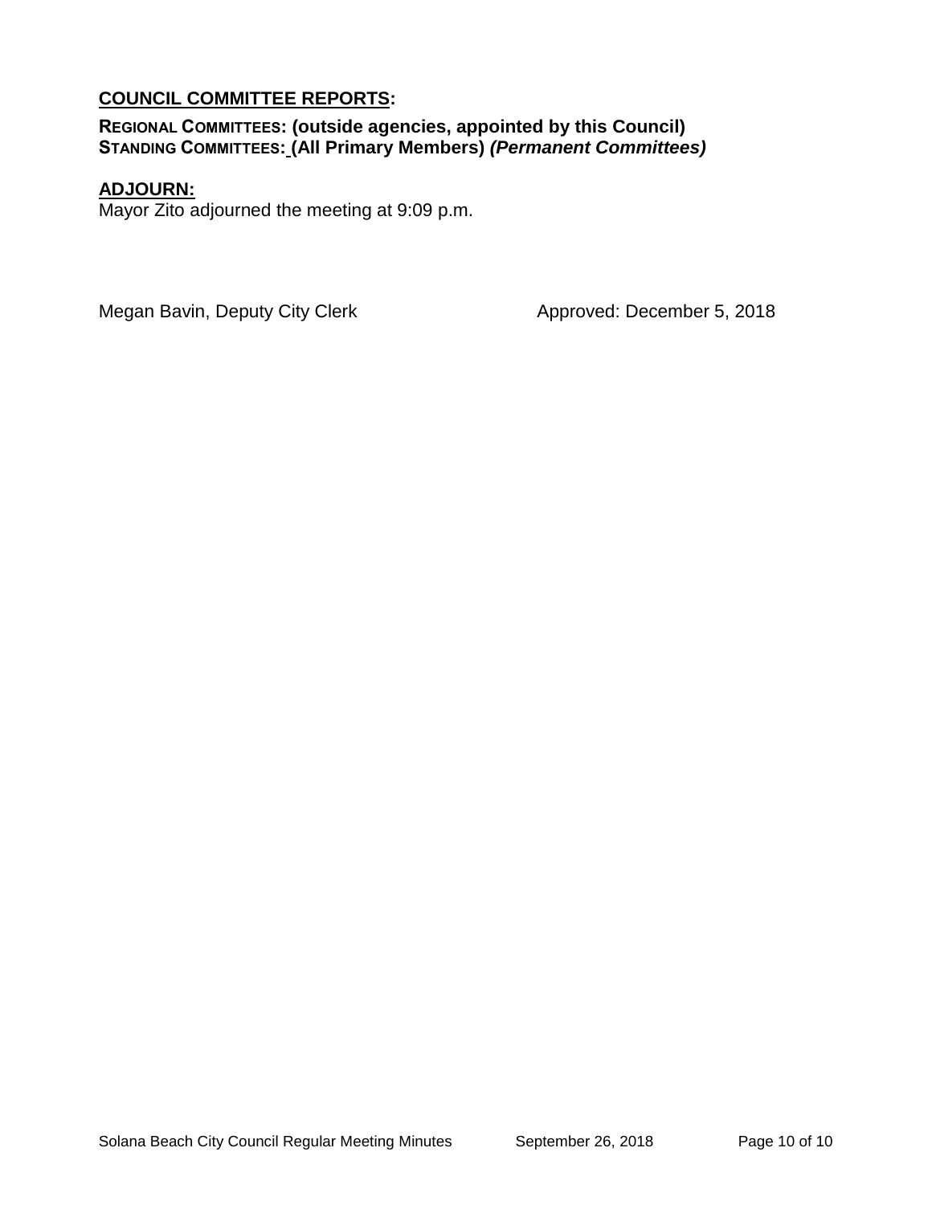## COUNCIL COMMITTEE REPORTS:

**REGIONAL COMMITTEES: (outside agencies, appointed by this Council)**
**STANDING COMMITTEES: (All Primary Members) *(Permanent Committees)***

## ADJOURN:

Mayor Zito adjourned the meeting at 9:09 p.m.

Megan Bavin, Deputy City Clerk

Approved: December 5, 2018